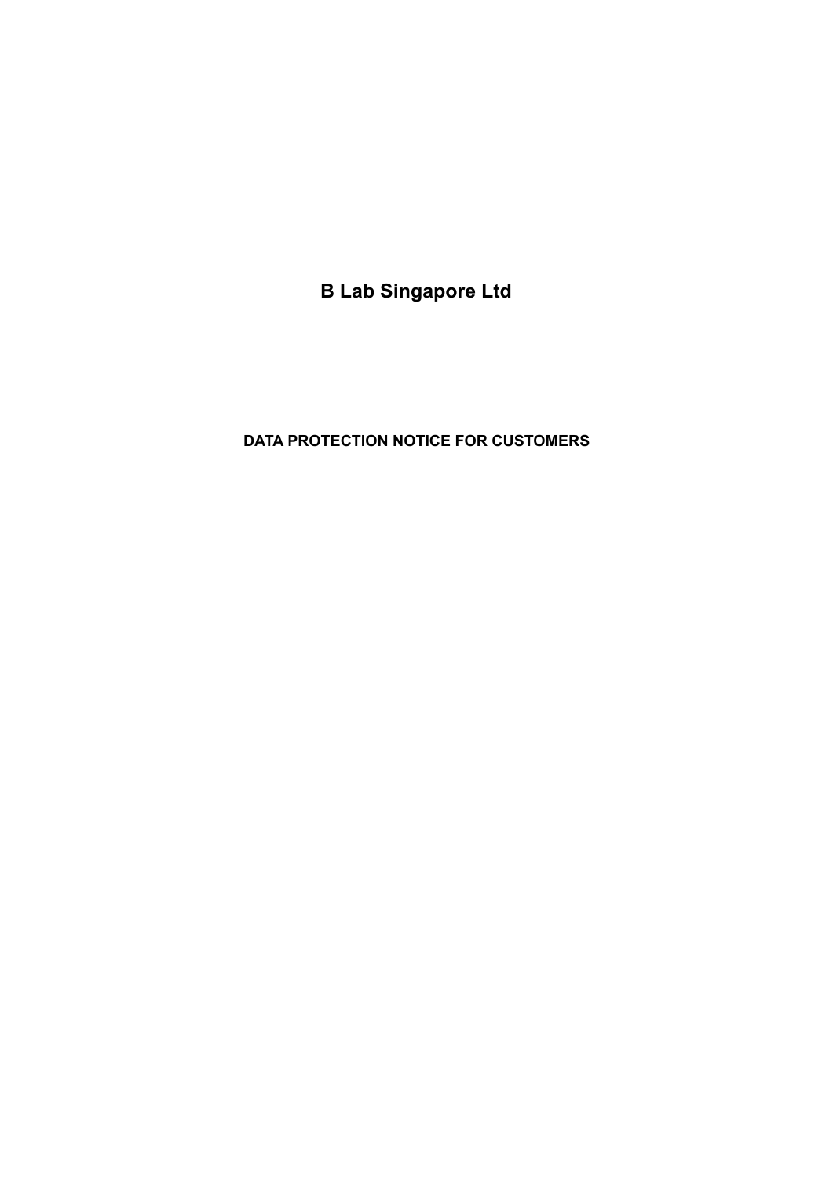# B Lab Singapore Ltd

## DATA PROTECTION NOTICE FOR CUSTOMERS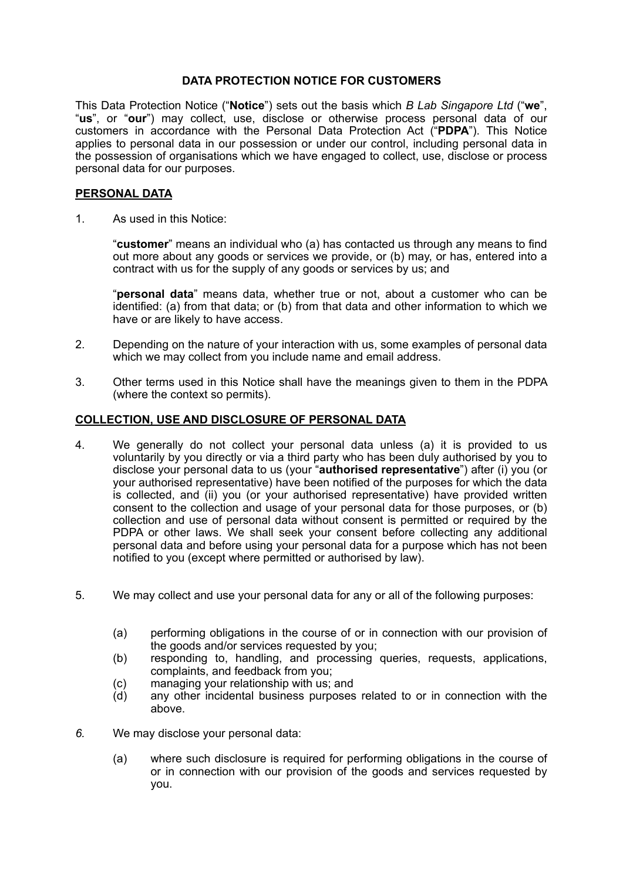# DATA PROTECTION NOTICE FOR CUSTOMERS

This Data Protection Notice ("**Notice**") sets out the basis which *B Lab Singapore Ltd* ("**we**", "**us**", or "**our**") may collect, use, disclose or otherwise process personal data of our customers in accordance with the Personal Data Protection Act ("**PDPA**"). This Notice applies to personal data in our possession or under our control, including personal data in the possession of organisations which we have engaged to collect, use, disclose or process personal data for our purposes.

## PERSONAL DATA

1. As used in this Notice:

   "**customer**" means an individual who (a) has contacted us through any means to find out more about any goods or services we provide, or (b) may, or has, entered into a contract with us for the supply of any goods or services by us; and

   "**personal data**" means data, whether true or not, about a customer who can be identified: (a) from that data; or (b) from that data and other information to which we have or are likely to have access.

2. Depending on the nature of your interaction with us, some examples of personal data which we may collect from you include name and email address.

3. Other terms used in this Notice shall have the meanings given to them in the PDPA (where the context so permits).

## COLLECTION, USE AND DISCLOSURE OF PERSONAL DATA

4. We generally do not collect your personal data unless (a) it is provided to us voluntarily by you directly or via a third party who has been duly authorised by you to disclose your personal data to us (your "**authorised representative**") after (i) you (or your authorised representative) have been notified of the purposes for which the data is collected, and (ii) you (or your authorised representative) have provided written consent to the collection and usage of your personal data for those purposes, or (b) collection and use of personal data without consent is permitted or required by the PDPA or other laws. We shall seek your consent before collecting any additional personal data and before using your personal data for a purpose which has not been notified to you (except where permitted or authorised by law).

5. We may collect and use your personal data for any or all of the following purposes:

   (a) performing obligations in the course of or in connection with our provision of the goods and/or services requested by you;
   (b) responding to, handling, and processing queries, requests, applications, complaints, and feedback from you;
   (c) managing your relationship with us; and
   (d) any other incidental business purposes related to or in connection with the above.

*6.* We may disclose your personal data:

   (a) where such disclosure is required for performing obligations in the course of or in connection with our provision of the goods and services requested by you.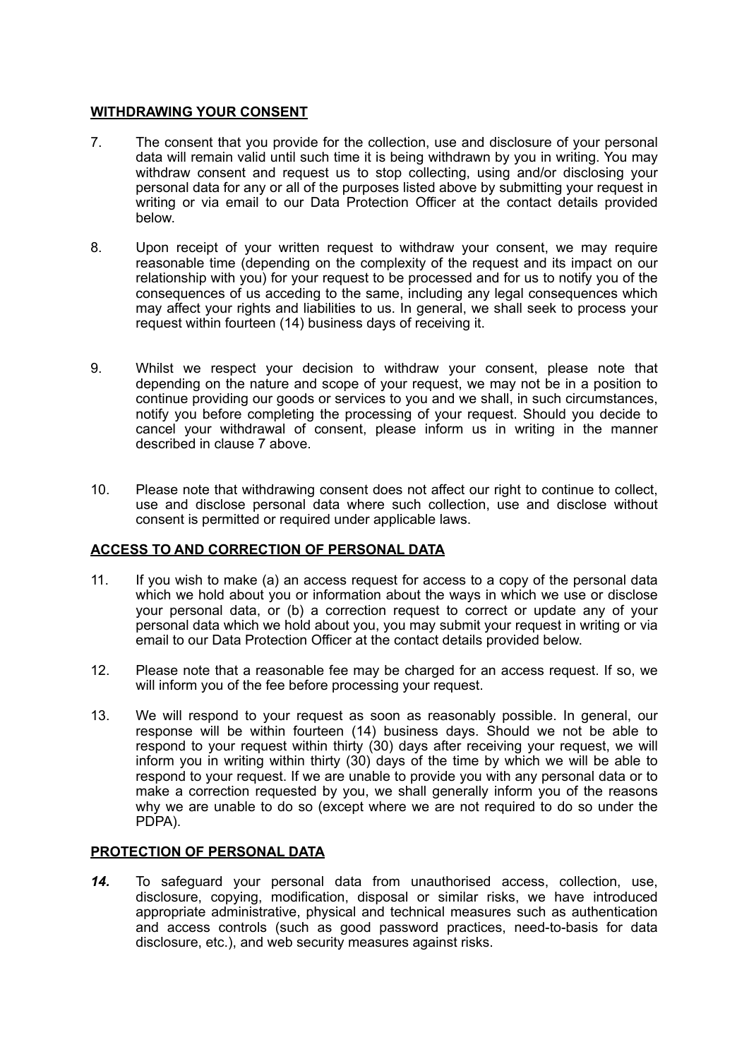## WITHDRAWING YOUR CONSENT

7. The consent that you provide for the collection, use and disclosure of your personal data will remain valid until such time it is being withdrawn by you in writing. You may withdraw consent and request us to stop collecting, using and/or disclosing your personal data for any or all of the purposes listed above by submitting your request in writing or via email to our Data Protection Officer at the contact details provided below.

8. Upon receipt of your written request to withdraw your consent, we may require reasonable time (depending on the complexity of the request and its impact on our relationship with you) for your request to be processed and for us to notify you of the consequences of us acceding to the same, including any legal consequences which may affect your rights and liabilities to us. In general, we shall seek to process your request within fourteen (14) business days of receiving it.

9. Whilst we respect your decision to withdraw your consent, please note that depending on the nature and scope of your request, we may not be in a position to continue providing our goods or services to you and we shall, in such circumstances, notify you before completing the processing of your request. Should you decide to cancel your withdrawal of consent, please inform us in writing in the manner described in clause 7 above.

10. Please note that withdrawing consent does not affect our right to continue to collect, use and disclose personal data where such collection, use and disclose without consent is permitted or required under applicable laws.

## ACCESS TO AND CORRECTION OF PERSONAL DATA

11. If you wish to make (a) an access request for access to a copy of the personal data which we hold about you or information about the ways in which we use or disclose your personal data, or (b) a correction request to correct or update any of your personal data which we hold about you, you may submit your request in writing or via email to our Data Protection Officer at the contact details provided below.

12. Please note that a reasonable fee may be charged for an access request. If so, we will inform you of the fee before processing your request.

13. We will respond to your request as soon as reasonably possible. In general, our response will be within fourteen (14) business days. Should we not be able to respond to your request within thirty (30) days after receiving your request, we will inform you in writing within thirty (30) days of the time by which we will be able to respond to your request. If we are unable to provide you with any personal data or to make a correction requested by you, we shall generally inform you of the reasons why we are unable to do so (except where we are not required to do so under the PDPA).

## PROTECTION OF PERSONAL DATA

***14.*** To safeguard your personal data from unauthorised access, collection, use, disclosure, copying, modification, disposal or similar risks, we have introduced appropriate administrative, physical and technical measures such as authentication and access controls (such as good password practices, need-to-basis for data disclosure, etc.), and web security measures against risks.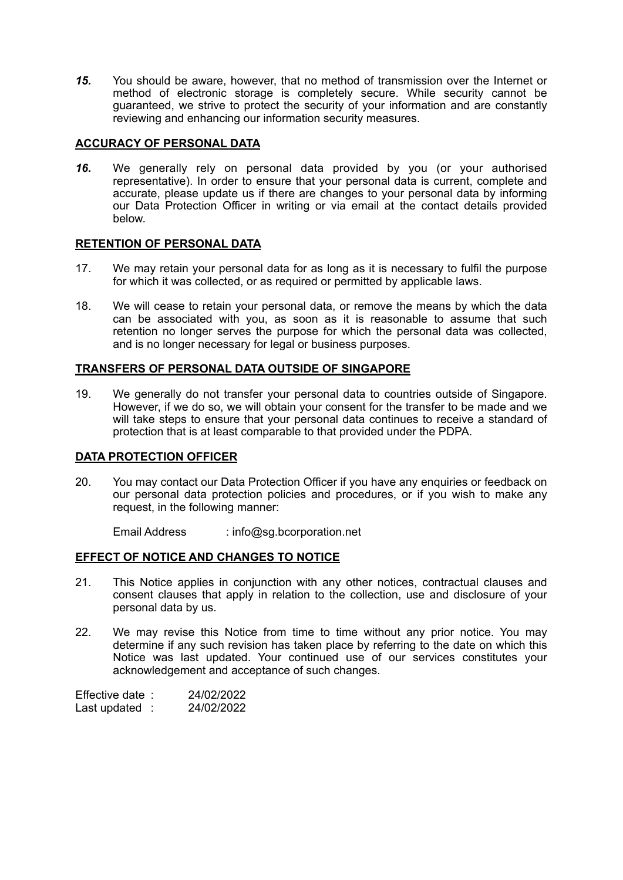***15.*** You should be aware, however, that no method of transmission over the Internet or method of electronic storage is completely secure. While security cannot be guaranteed, we strive to protect the security of your information and are constantly reviewing and enhancing our information security measures.

## ACCURACY OF PERSONAL DATA

***16.*** We generally rely on personal data provided by you (or your authorised representative). In order to ensure that your personal data is current, complete and accurate, please update us if there are changes to your personal data by informing our Data Protection Officer in writing or via email at the contact details provided below.

## RETENTION OF PERSONAL DATA

17. We may retain your personal data for as long as it is necessary to fulfil the purpose for which it was collected, or as required or permitted by applicable laws.

18. We will cease to retain your personal data, or remove the means by which the data can be associated with you, as soon as it is reasonable to assume that such retention no longer serves the purpose for which the personal data was collected, and is no longer necessary for legal or business purposes.

## TRANSFERS OF PERSONAL DATA OUTSIDE OF SINGAPORE

19. We generally do not transfer your personal data to countries outside of Singapore. However, if we do so, we will obtain your consent for the transfer to be made and we will take steps to ensure that your personal data continues to receive a standard of protection that is at least comparable to that provided under the PDPA.

## DATA PROTECTION OFFICER

20. You may contact our Data Protection Officer if you have any enquiries or feedback on our personal data protection policies and procedures, or if you wish to make any request, in the following manner:

    Email Address : info@sg.bcorporation.net

## EFFECT OF NOTICE AND CHANGES TO NOTICE

21. This Notice applies in conjunction with any other notices, contractual clauses and consent clauses that apply in relation to the collection, use and disclosure of your personal data by us.

22. We may revise this Notice from time to time without any prior notice. You may determine if any such revision has taken place by referring to the date on which this Notice was last updated. Your continued use of our services constitutes your acknowledgement and acceptance of such changes.

Effective date : 24/02/2022
Last updated : 24/02/2022